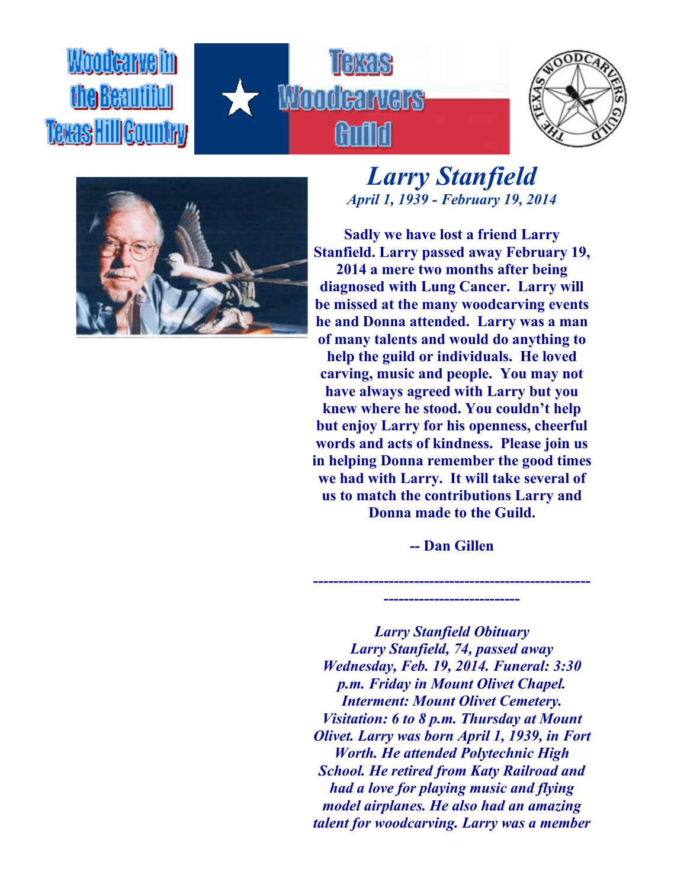Woodcarve in the Beautiful Texas Hill Country

Texas Woodcarvers Guild

# *Larry Stanfield*

*April 1, 1939 - February 19, 2014*

**Sadly we have lost a friend Larry Stanfield. Larry passed away February 19, 2014 a mere two months after being diagnosed with Lung Cancer. Larry will be missed at the many woodcarving events he and Donna attended. Larry was a man of many talents and would do anything to help the guild or individuals. He loved carving, music and people. You may not have always agreed with Larry but you knew where he stood. You couldn't help but enjoy Larry for his openness, cheerful words and acts of kindness. Please join us in helping Donna remember the good times we had with Larry. It will take several of us to match the contributions Larry and Donna made to the Guild.**

**-- Dan Gillen**

**---------------------------------------------------------------------------**

***Larry Stanfield Obituary***
***Larry Stanfield, 74, passed away Wednesday, Feb. 19, 2014. Funeral: 3:30 p.m. Friday in Mount Olivet Chapel. Interment: Mount Olivet Cemetery. Visitation: 6 to 8 p.m. Thursday at Mount Olivet. Larry was born April 1, 1939, in Fort Worth. He attended Polytechnic High School. He retired from Katy Railroad and had a love for playing music and flying model airplanes. He also had an amazing talent for woodcarving. Larry was a member***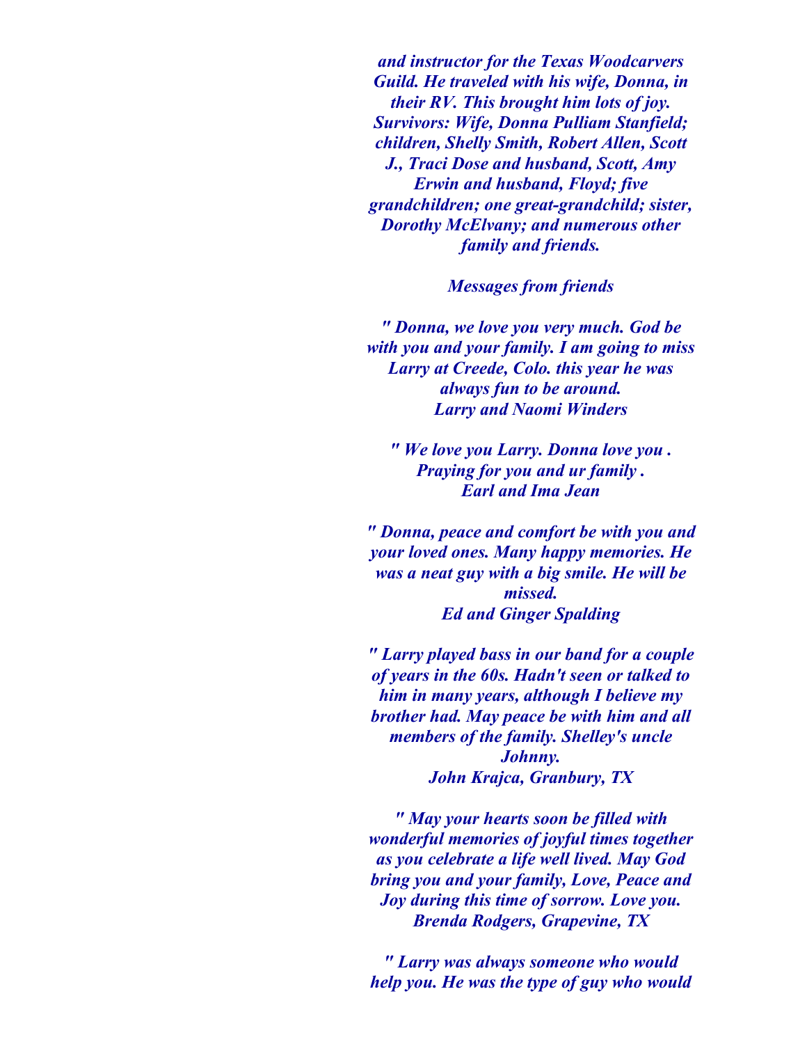*and instructor for the Texas Woodcarvers Guild. He traveled with his wife, Donna, in their RV. This brought him lots of joy. Survivors: Wife, Donna Pulliam Stanfield; children, Shelly Smith, Robert Allen, Scott J., Traci Dose and husband, Scott, Amy Erwin and husband, Floyd; five grandchildren; one great-grandchild; sister, Dorothy McElvany; and numerous other family and friends.*

***Messages from friends***

*" Donna, we love you very much. God be with you and your family. I am going to miss Larry at Creede, Colo. this year he was always fun to be around.*
*Larry and Naomi Winders*

*" We love you Larry. Donna love you . Praying for you and ur family .*
*Earl and Ima Jean*

*" Donna, peace and comfort be with you and your loved ones. Many happy memories. He was a neat guy with a big smile. He will be missed.*
*Ed and Ginger Spalding*

*" Larry played bass in our band for a couple of years in the 60s. Hadn't seen or talked to him in many years, although I believe my brother had. May peace be with him and all members of the family. Shelley's uncle Johnny.*
*John Krajca, Granbury, TX*

*" May your hearts soon be filled with wonderful memories of joyful times together as you celebrate a life well lived. May God bring you and your family, Love, Peace and Joy during this time of sorrow. Love you.*
*Brenda Rodgers, Grapevine, TX*

*" Larry was always someone who would help you. He was the type of guy who would*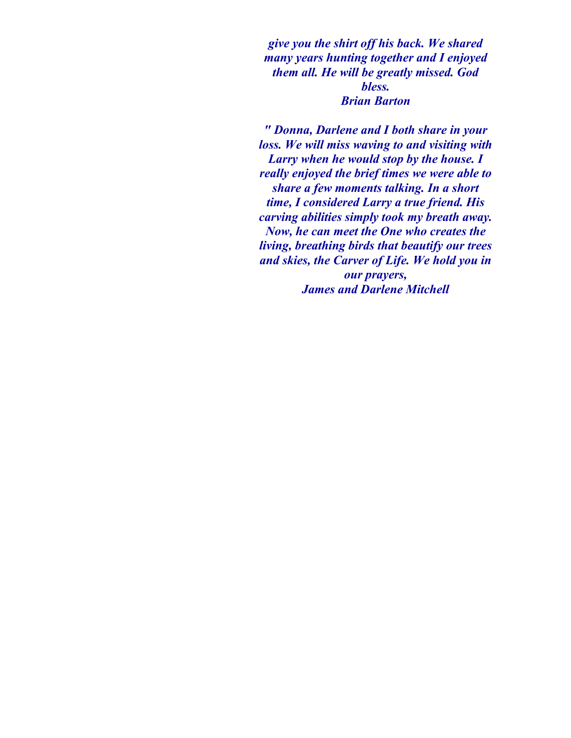*give you the shirt off his back. We shared many years hunting together and I enjoyed them all. He will be greatly missed. God bless.*
*Brian Barton*

*" Donna, Darlene and I both share in your loss. We will miss waving to and visiting with Larry when he would stop by the house. I really enjoyed the brief times we were able to share a few moments talking. In a short time, I considered Larry a true friend. His carving abilities simply took my breath away. Now, he can meet the One who creates the living, breathing birds that beautify our trees and skies, the Carver of Life. We hold you in our prayers,*
*James and Darlene Mitchell*